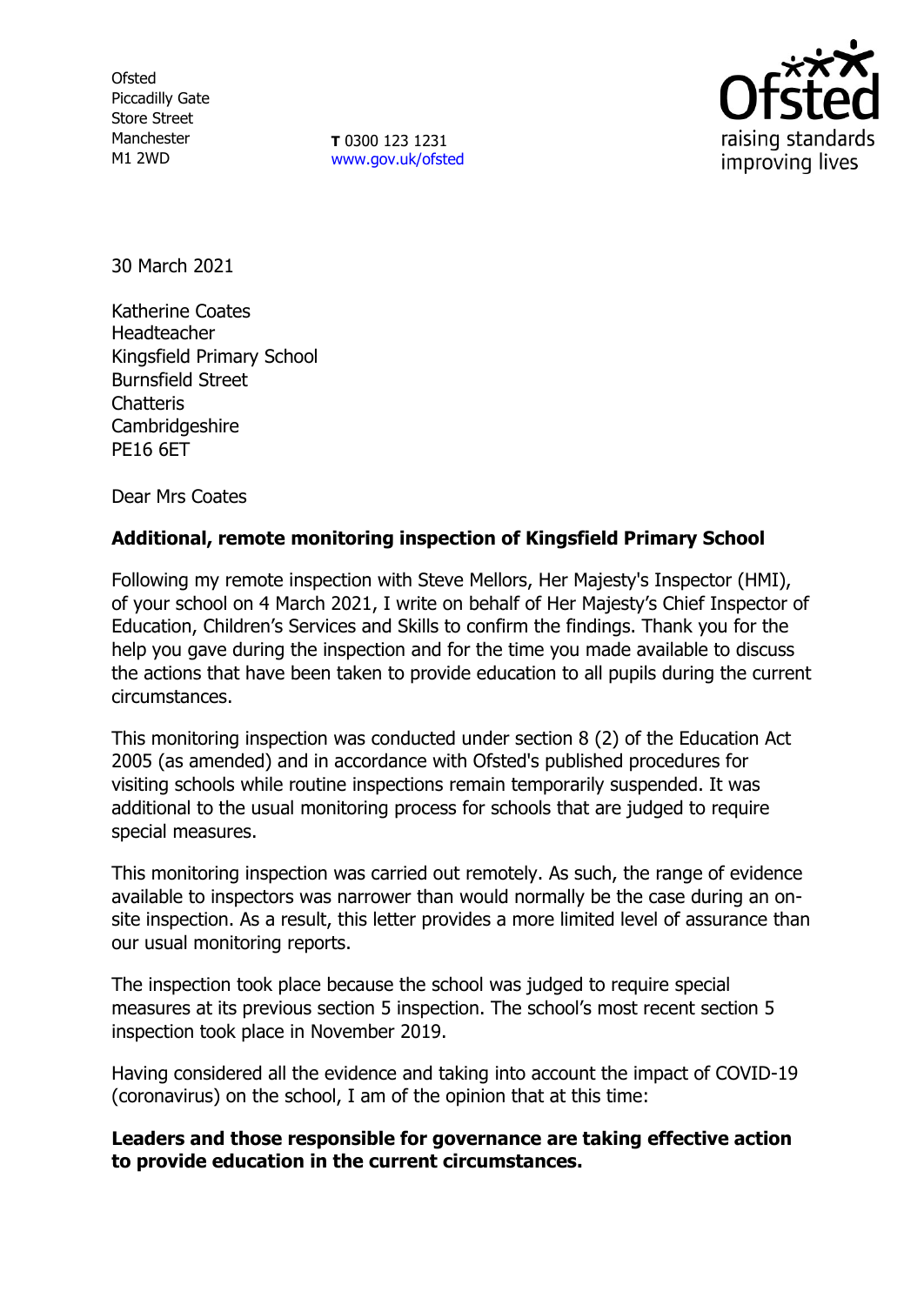Ofsted
Piccadilly Gate
Store Street
Manchester
M1 2WD

**T** 0300 123 1231
www.gov.uk/ofsted

30 March 2021

Katherine Coates
Headteacher
Kingsfield Primary School
Burnsfield Street
Chatteris
Cambridgeshire
PE16 6ET

Dear Mrs Coates

**Additional, remote monitoring inspection of Kingsfield Primary School**

Following my remote inspection with Steve Mellors, Her Majesty's Inspector (HMI), of your school on 4 March 2021, I write on behalf of Her Majesty's Chief Inspector of Education, Children's Services and Skills to confirm the findings. Thank you for the help you gave during the inspection and for the time you made available to discuss the actions that have been taken to provide education to all pupils during the current circumstances.

This monitoring inspection was conducted under section 8 (2) of the Education Act 2005 (as amended) and in accordance with Ofsted's published procedures for visiting schools while routine inspections remain temporarily suspended. It was additional to the usual monitoring process for schools that are judged to require special measures.

This monitoring inspection was carried out remotely. As such, the range of evidence available to inspectors was narrower than would normally be the case during an on-site inspection. As a result, this letter provides a more limited level of assurance than our usual monitoring reports.

The inspection took place because the school was judged to require special measures at its previous section 5 inspection. The school's most recent section 5 inspection took place in November 2019.

Having considered all the evidence and taking into account the impact of COVID-19 (coronavirus) on the school, I am of the opinion that at this time:

**Leaders and those responsible for governance are taking effective action to provide education in the current circumstances.**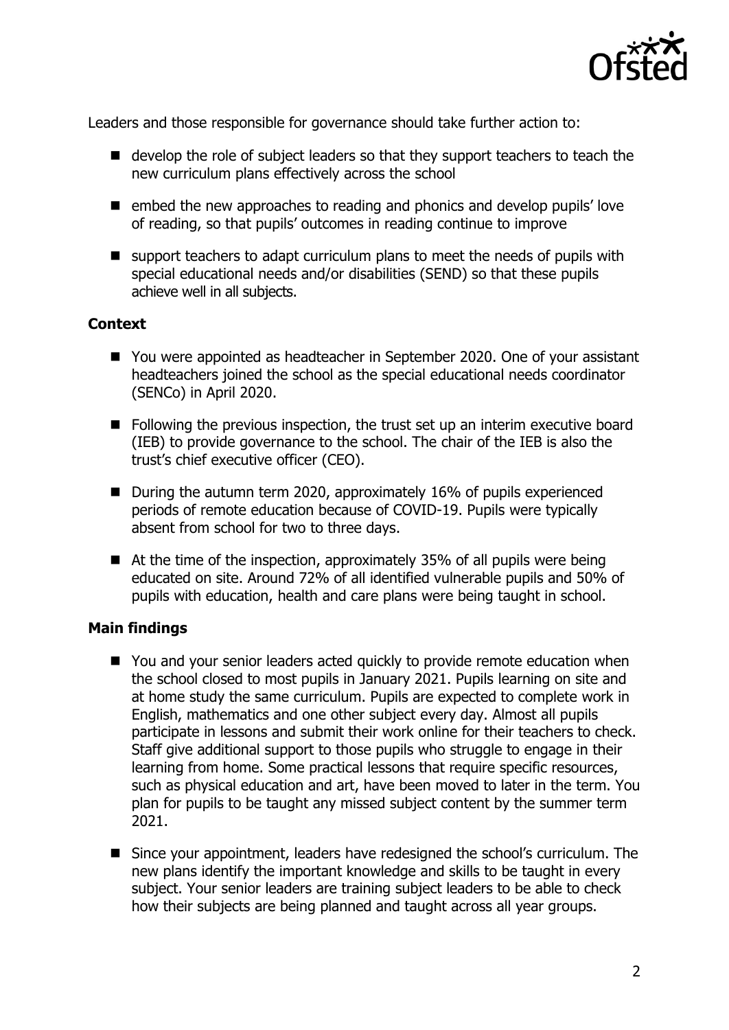Leaders and those responsible for governance should take further action to:

- develop the role of subject leaders so that they support teachers to teach the new curriculum plans effectively across the school
- embed the new approaches to reading and phonics and develop pupils' love of reading, so that pupils' outcomes in reading continue to improve
- support teachers to adapt curriculum plans to meet the needs of pupils with special educational needs and/or disabilities (SEND) so that these pupils achieve well in all subjects.

### Context

- You were appointed as headteacher in September 2020. One of your assistant headteachers joined the school as the special educational needs coordinator (SENCo) in April 2020.
- Following the previous inspection, the trust set up an interim executive board (IEB) to provide governance to the school. The chair of the IEB is also the trust's chief executive officer (CEO).
- During the autumn term 2020, approximately 16% of pupils experienced periods of remote education because of COVID-19. Pupils were typically absent from school for two to three days.
- At the time of the inspection, approximately 35% of all pupils were being educated on site. Around 72% of all identified vulnerable pupils and 50% of pupils with education, health and care plans were being taught in school.

### Main findings

- You and your senior leaders acted quickly to provide remote education when the school closed to most pupils in January 2021. Pupils learning on site and at home study the same curriculum. Pupils are expected to complete work in English, mathematics and one other subject every day. Almost all pupils participate in lessons and submit their work online for their teachers to check. Staff give additional support to those pupils who struggle to engage in their learning from home. Some practical lessons that require specific resources, such as physical education and art, have been moved to later in the term. You plan for pupils to be taught any missed subject content by the summer term 2021.
- Since your appointment, leaders have redesigned the school's curriculum. The new plans identify the important knowledge and skills to be taught in every subject. Your senior leaders are training subject leaders to be able to check how their subjects are being planned and taught across all year groups.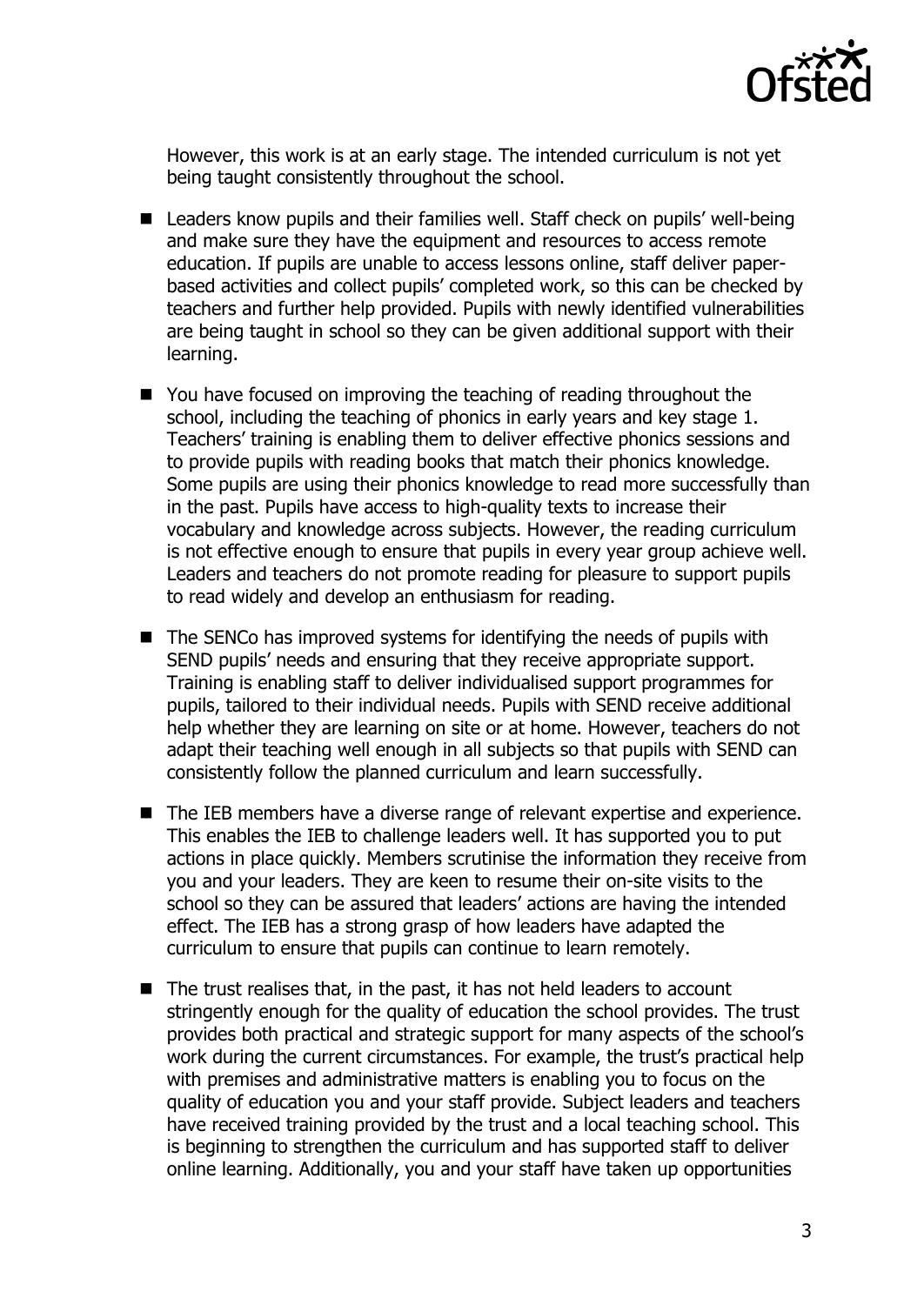However, this work is at an early stage. The intended curriculum is not yet being taught consistently throughout the school.

- Leaders know pupils and their families well. Staff check on pupils' well-being and make sure they have the equipment and resources to access remote education. If pupils are unable to access lessons online, staff deliver paper-based activities and collect pupils' completed work, so this can be checked by teachers and further help provided. Pupils with newly identified vulnerabilities are being taught in school so they can be given additional support with their learning.
- You have focused on improving the teaching of reading throughout the school, including the teaching of phonics in early years and key stage 1. Teachers' training is enabling them to deliver effective phonics sessions and to provide pupils with reading books that match their phonics knowledge. Some pupils are using their phonics knowledge to read more successfully than in the past. Pupils have access to high-quality texts to increase their vocabulary and knowledge across subjects. However, the reading curriculum is not effective enough to ensure that pupils in every year group achieve well. Leaders and teachers do not promote reading for pleasure to support pupils to read widely and develop an enthusiasm for reading.
- The SENCo has improved systems for identifying the needs of pupils with SEND pupils' needs and ensuring that they receive appropriate support. Training is enabling staff to deliver individualised support programmes for pupils, tailored to their individual needs. Pupils with SEND receive additional help whether they are learning on site or at home. However, teachers do not adapt their teaching well enough in all subjects so that pupils with SEND can consistently follow the planned curriculum and learn successfully.
- The IEB members have a diverse range of relevant expertise and experience. This enables the IEB to challenge leaders well. It has supported you to put actions in place quickly. Members scrutinise the information they receive from you and your leaders. They are keen to resume their on-site visits to the school so they can be assured that leaders' actions are having the intended effect. The IEB has a strong grasp of how leaders have adapted the curriculum to ensure that pupils can continue to learn remotely.
- The trust realises that, in the past, it has not held leaders to account stringently enough for the quality of education the school provides. The trust provides both practical and strategic support for many aspects of the school's work during the current circumstances. For example, the trust's practical help with premises and administrative matters is enabling you to focus on the quality of education you and your staff provide. Subject leaders and teachers have received training provided by the trust and a local teaching school. This is beginning to strengthen the curriculum and has supported staff to deliver online learning. Additionally, you and your staff have taken up opportunities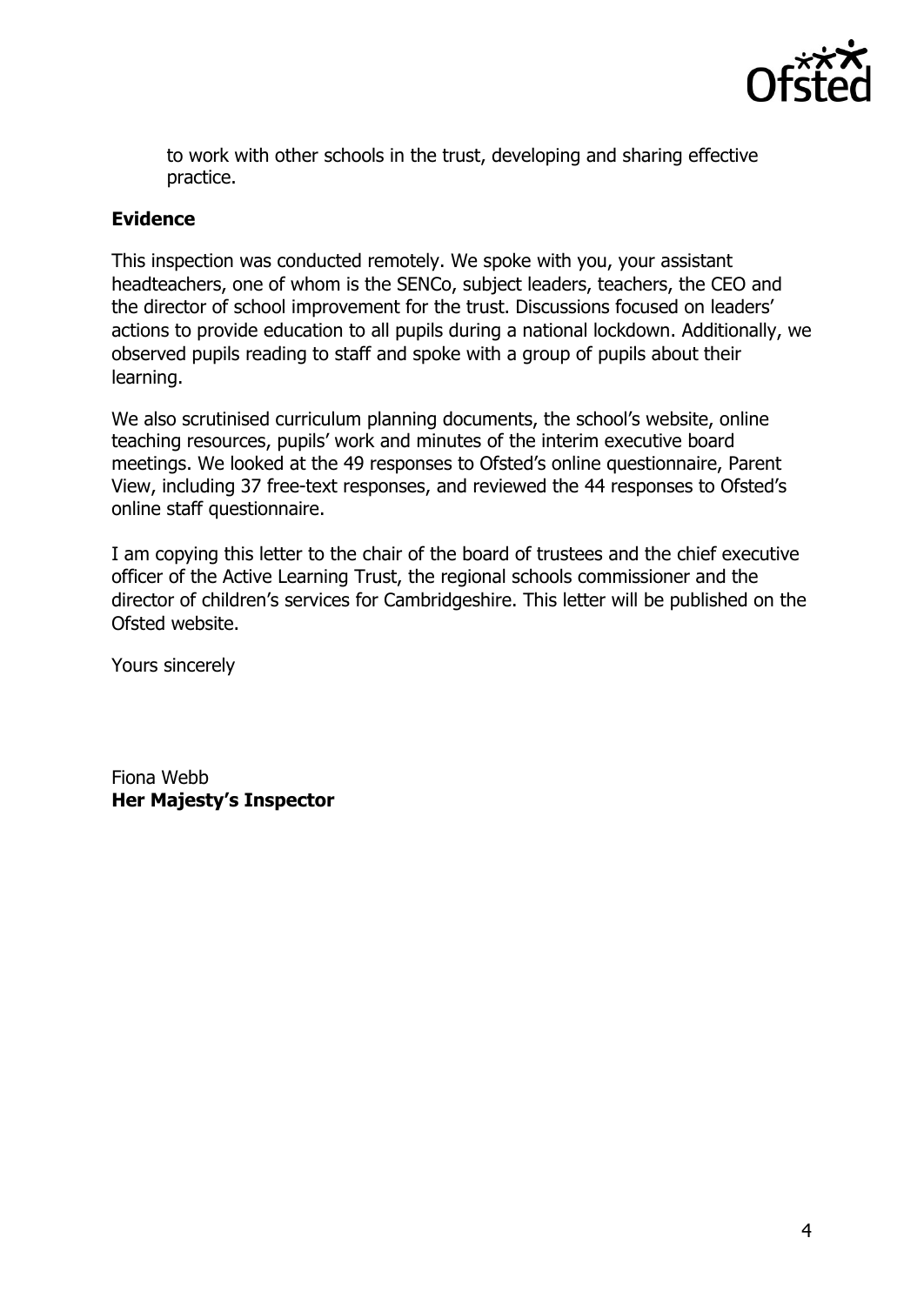to work with other schools in the trust, developing and sharing effective practice.

**Evidence**

This inspection was conducted remotely. We spoke with you, your assistant headteachers, one of whom is the SENCo, subject leaders, teachers, the CEO and the director of school improvement for the trust. Discussions focused on leaders' actions to provide education to all pupils during a national lockdown. Additionally, we observed pupils reading to staff and spoke with a group of pupils about their learning.

We also scrutinised curriculum planning documents, the school's website, online teaching resources, pupils' work and minutes of the interim executive board meetings. We looked at the 49 responses to Ofsted's online questionnaire, Parent View, including 37 free-text responses, and reviewed the 44 responses to Ofsted's online staff questionnaire.

I am copying this letter to the chair of the board of trustees and the chief executive officer of the Active Learning Trust, the regional schools commissioner and the director of children's services for Cambridgeshire. This letter will be published on the Ofsted website.

Yours sincerely

Fiona Webb
**Her Majesty's Inspector**